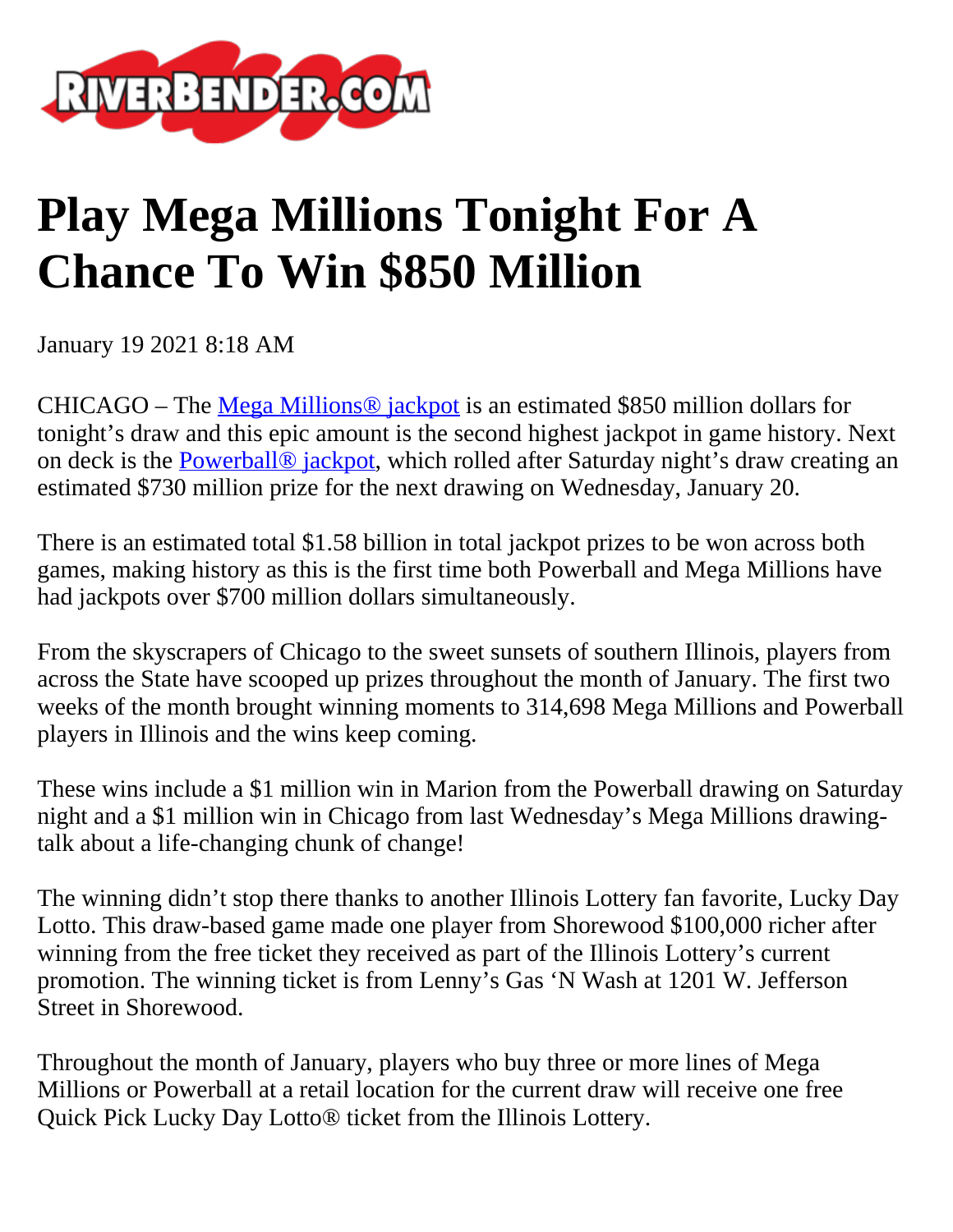# Play Mega Millions Tonight For A Chance To Win $850 Million

January 19 2021 8:18 AM

CHICAGO – The Mega Millions® jackpot is an estimated $850 million dollars for tonight's draw and this epic amount is the second highest jackpot in game history. Next on deck is the Powerball® jackpot, which rolled after Saturday night's draw creating an estimated $730 million prize for the next drawing on Wednesday, January 20.

There is an estimated total $1.58 billion in total jackpot prizes to be won across both games, making history as this is the first time both Powerball and Mega Millions have had jackpots over $700 million dollars simultaneously.

From the skyscrapers of Chicago to the sweet sunsets of southern Illinois, players from across the State have scooped up prizes throughout the month of January. The first two weeks of the month brought winning moments to 314,698 Mega Millions and Powerball players in Illinois and the wins keep coming.

These wins include a $1 million win in Marion from the Powerball drawing on Saturday night and a $1 million win in Chicago from last Wednesday's Mega Millions drawing- talk about a life-changing chunk of change!

The winning didn't stop there thanks to another Illinois Lottery fan favorite, Lucky Day Lotto. This draw-based game made one player from Shorewood $100,000 richer after winning from the free ticket they received as part of the Illinois Lottery's current promotion. The winning ticket is from Lenny's Gas 'N Wash at 1201 W. Jefferson Street in Shorewood.

Throughout the month of January, players who buy three or more lines of Mega Millions or Powerball at a retail location for the current draw will receive one free Quick Pick Lucky Day Lotto® ticket from the Illinois Lottery.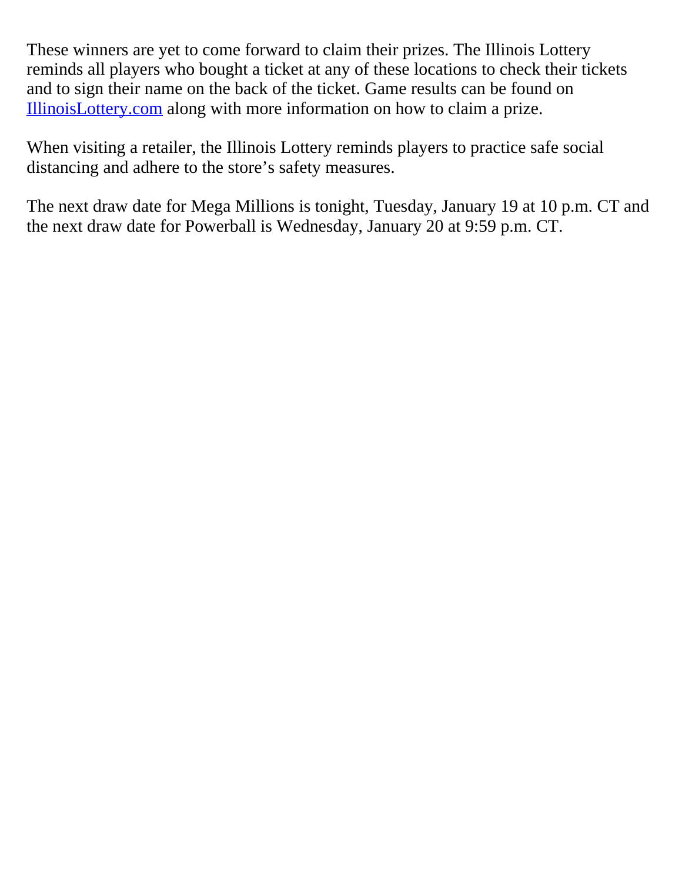These winners are yet to come forward to claim their prizes. The Illinois Lottery reminds all players who bought a ticket at any of these locations to check their tickets and to sign their name on the back of the ticket. Game results can be found on IllinoisLottery.com along with more information on how to claim a prize.

When visiting a retailer, the Illinois Lottery reminds players to practice safe social distancing and adhere to the store's safety measures.

The next draw date for Mega Millions is tonight, Tuesday, January 19 at 10 p.m. CT and the next draw date for Powerball is Wednesday, January 20 at 9:59 p.m. CT.